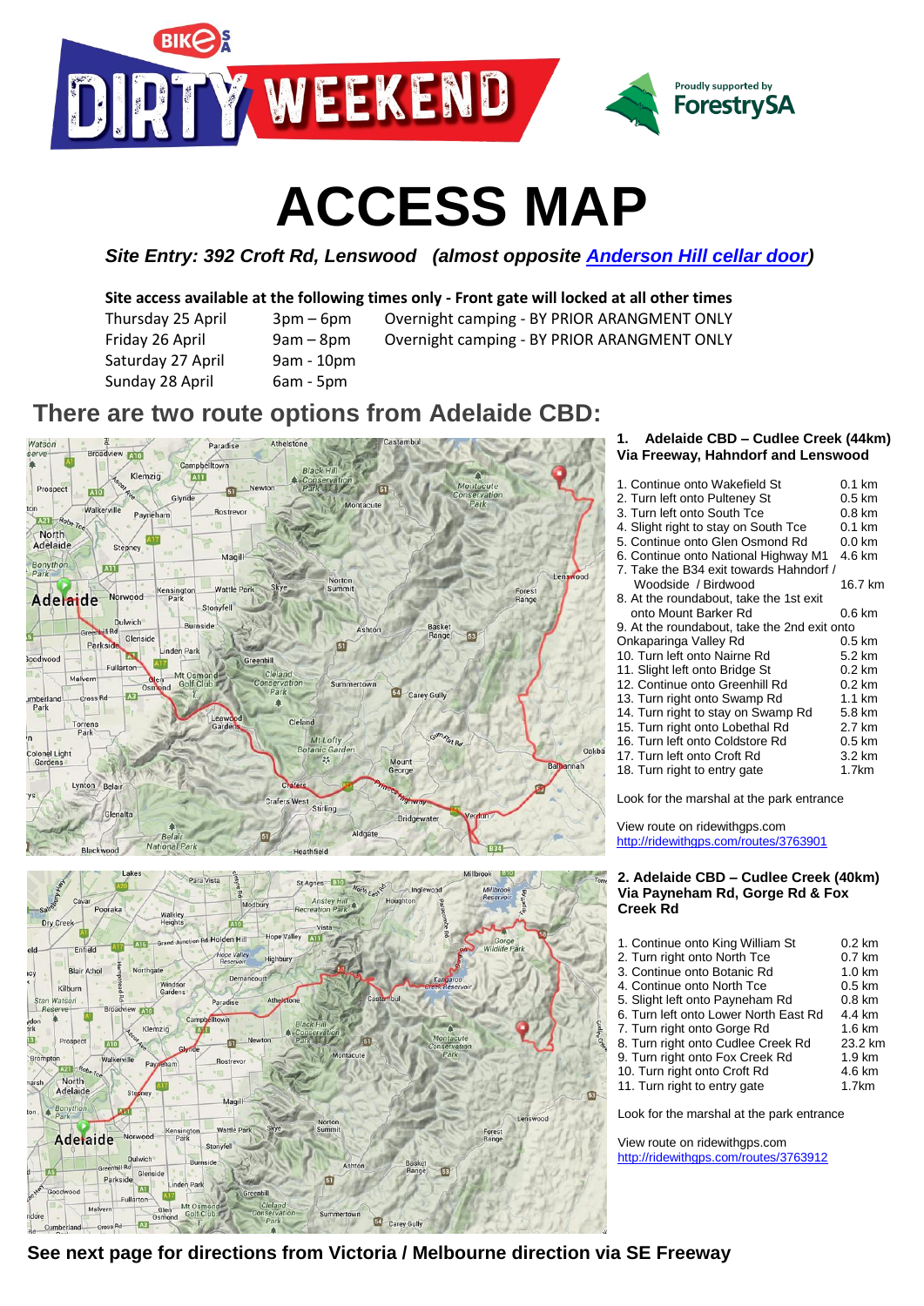# ACCESS MAP

***Site Entry: 392 Croft Rd, Lenswood (almost opposite [Anderson Hill cellar door](Anderson Hill cellar door))***

**Site access available at the following times only - Front gate will locked at all other times**

| | | |
|---|---|---|
| Thursday 25 April | 3pm – 6pm | Overnight camping - BY PRIOR ARANGMENT ONLY |
| Friday 26 April | 9am – 8pm | Overnight camping - BY PRIOR ARANGMENT ONLY |
| Saturday 27 April | 9am - 10pm | |
| Sunday 28 April | 6am - 5pm | |

## There are two route options from Adelaide CBD:

### 1. Adelaide CBD – Cudlee Creek (44km) Via Freeway, Hahndorf and Lenswood

| | |
|---|---|
| 1. Continue onto Wakefield St | 0.1 km |
| 2. Turn left onto Pulteney St | 0.5 km |
| 3. Turn left onto South Tce | 0.8 km |
| 4. Slight right to stay on South Tce | 0.1 km |
| 5. Continue onto Glen Osmond Rd | 0.0 km |
| 6. Continue onto National Highway M1 | 4.6 km |
| 7. Take the B34 exit towards Hahndorf / Woodside / Birdwood | 16.7 km |
| 8. At the roundabout, take the 1st exit onto Mount Barker Rd | 0.6 km |
| 9. At the roundabout, take the 2nd exit onto Onkaparinga Valley Rd | 0.5 km |
| 10. Turn left onto Nairne Rd | 5.2 km |
| 11. Slight left onto Bridge St | 0.2 km |
| 12. Continue onto Greenhill Rd | 0.2 km |
| 13. Turn right onto Swamp Rd | 1.1 km |
| 14. Turn right to stay on Swamp Rd | 5.8 km |
| 15. Turn right onto Lobethal Rd | 2.7 km |
| 16. Turn left onto Coldstore Rd | 0.5 km |
| 17. Turn left onto Croft Rd | 3.2 km |
| 18. Turn right to entry gate | 1.7km |

Look for the marshal at the park entrance

View route on ridewithgps.com
http://ridewithgps.com/routes/3763901

### 2. Adelaide CBD – Cudlee Creek (40km) Via Payneham Rd, Gorge Rd & Fox Creek Rd

| | |
|---|---|
| 1. Continue onto King William St | 0.2 km |
| 2. Turn right onto North Tce | 0.7 km |
| 3. Continue onto Botanic Rd | 1.0 km |
| 4. Continue onto North Tce | 0.5 km |
| 5. Slight left onto Payneham Rd | 0.8 km |
| 6. Turn left onto Lower North East Rd | 4.4 km |
| 7. Turn right onto Gorge Rd | 1.6 km |
| 8. Turn right onto Cudlee Creek Rd | 23.2 km |
| 9. Turn right onto Fox Creek Rd | 1.9 km |
| 10. Turn right onto Croft Rd | 4.6 km |
| 11. Turn right to entry gate | 1.7km |

Look for the marshal at the park entrance

View route on ridewithgps.com
http://ridewithgps.com/routes/3763912

**See next page for directions from Victoria / Melbourne direction via SE Freeway**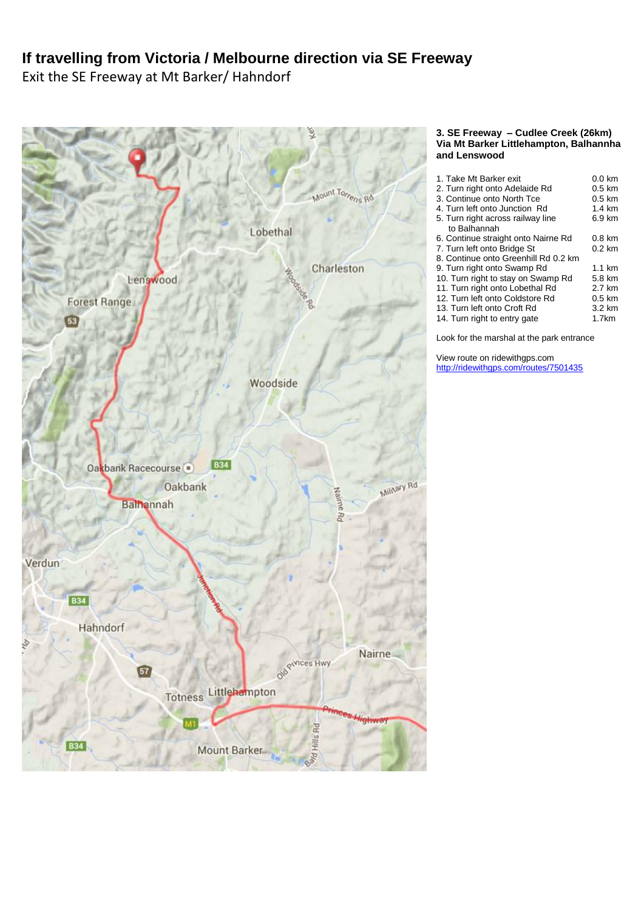# If travelling from Victoria / Melbourne direction via SE Freeway

Exit the SE Freeway at Mt Barker/ Hahndorf

### 3. SE Freeway – Cudlee Creek (26km) Via Mt Barker Littlehampton, Balhannha and Lenswood

| | |
|---|---|
| 1. Take Mt Barker exit | 0.0 km |
| 2. Turn right onto Adelaide Rd | 0.5 km |
| 3. Continue onto North Tce | 0.5 km |
| 4. Turn left onto Junction Rd | 1.4 km |
| 5. Turn right across railway line to Balhannah | 6.9 km |
| 6. Continue straight onto Nairne Rd | 0.8 km |
| 7. Turn left onto Bridge St | 0.2 km |
| 8. Continue onto Greenhill Rd 0.2 km | |
| 9. Turn right onto Swamp Rd | 1.1 km |
| 10. Turn right to stay on Swamp Rd | 5.8 km |
| 11. Turn right onto Lobethal Rd | 2.7 km |
| 12. Turn left onto Coldstore Rd | 0.5 km |
| 13. Turn left onto Croft Rd | 3.2 km |
| 14. Turn right to entry gate | 1.7km |

Look for the marshal at the park entrance

View route on ridewithgps.com
http://ridewithgps.com/routes/7501435